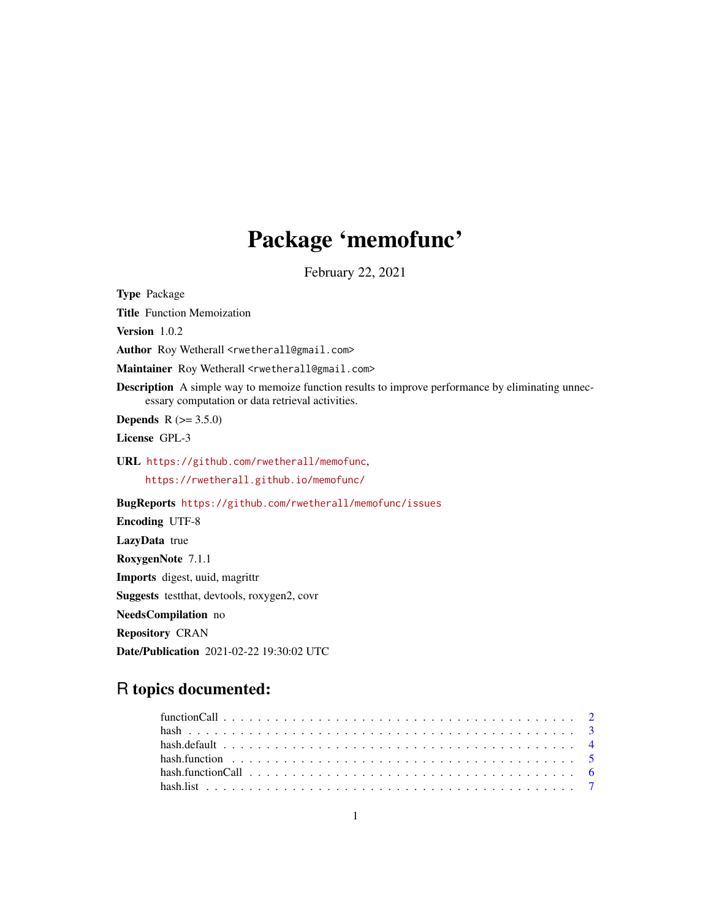# Package 'memofunc'

February 22, 2021

**Type** Package

**Title** Function Memoization

**Version** 1.0.2

**Author** Roy Wetherall <rwetherall@gmail.com>

**Maintainer** Roy Wetherall <rwetherall@gmail.com>

**Description** A simple way to memoize function results to improve performance by eliminating unnecessary computation or data retrieval activities.

**Depends** R (>= 3.5.0)

**License** GPL-3

**URL** https://github.com/rwetherall/memofunc,
https://rwetherall.github.io/memofunc/

**BugReports** https://github.com/rwetherall/memofunc/issues

**Encoding** UTF-8

**LazyData** true

**RoxygenNote** 7.1.1

**Imports** digest, uuid, magrittr

**Suggests** testthat, devtools, roxygen2, covr

**NeedsCompilation** no

**Repository** CRAN

**Date/Publication** 2021-02-22 19:30:02 UTC

## R topics documented:

functionCall . . . . . . . . . . . . . . . . . . . . . . . . . . . . . . . . . . . . . . . . . . 2
hash . . . . . . . . . . . . . . . . . . . . . . . . . . . . . . . . . . . . . . . . . . . . . . 3
hash.default . . . . . . . . . . . . . . . . . . . . . . . . . . . . . . . . . . . . . . . . . . 4
hash.function . . . . . . . . . . . . . . . . . . . . . . . . . . . . . . . . . . . . . . . . . 5
hash.functionCall . . . . . . . . . . . . . . . . . . . . . . . . . . . . . . . . . . . . . . . 6
hash.list . . . . . . . . . . . . . . . . . . . . . . . . . . . . . . . . . . . . . . . . . . . . 7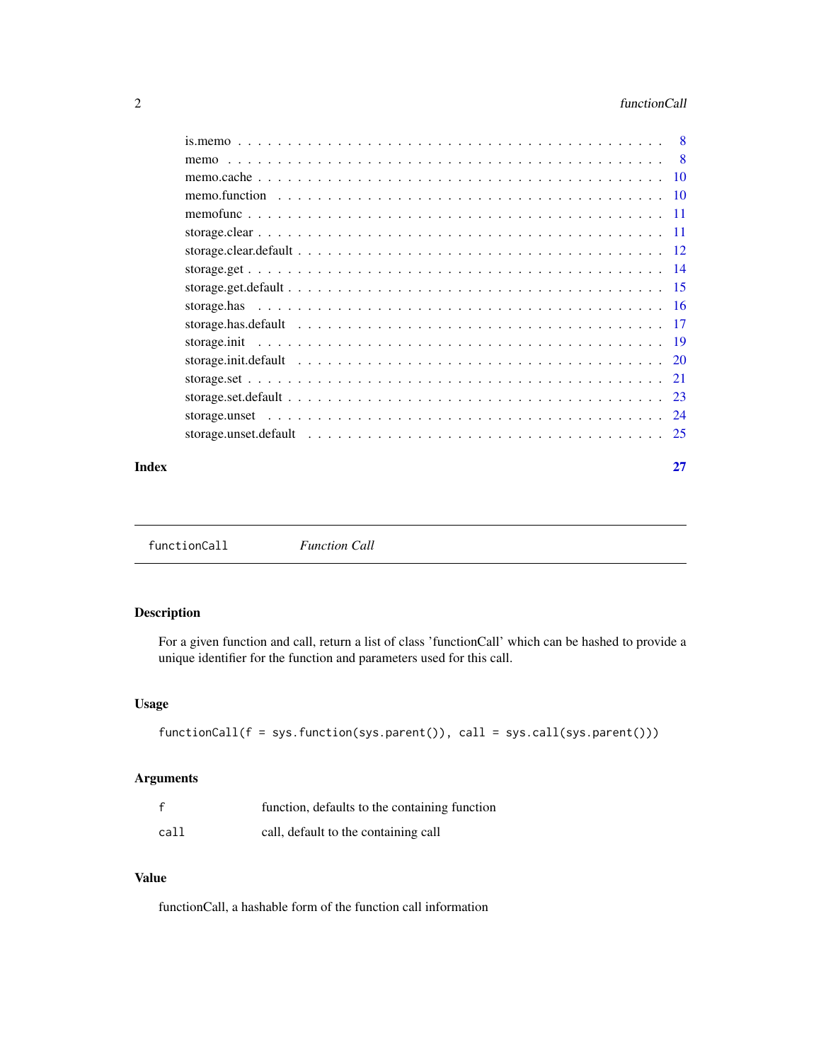| | |
|---|---|
| is.memo | 8 |
| memo | 8 |
| memo.cache | 10 |
| memo.function | 10 |
| memofunc | 11 |
| storage.clear | 11 |
| storage.clear.default | 12 |
| storage.get | 14 |
| storage.get.default | 15 |
| storage.has | 16 |
| storage.has.default | 17 |
| storage.init | 19 |
| storage.init.default | 20 |
| storage.set | 21 |
| storage.set.default | 23 |
| storage.unset | 24 |
| storage.unset.default | 25 |

**Index** **27**

---

`functionCall` *Function Call*

---

## Description

For a given function and call, return a list of class 'functionCall' which can be hashed to provide a unique identifier for the function and parameters used for this call.

## Usage

```
functionCall(f = sys.function(sys.parent()), call = sys.call(sys.parent()))
```

## Arguments

| | |
|---|---|
| `f` | function, defaults to the containing function |
| `call` | call, default to the containing call |

## Value

functionCall, a hashable form of the function call information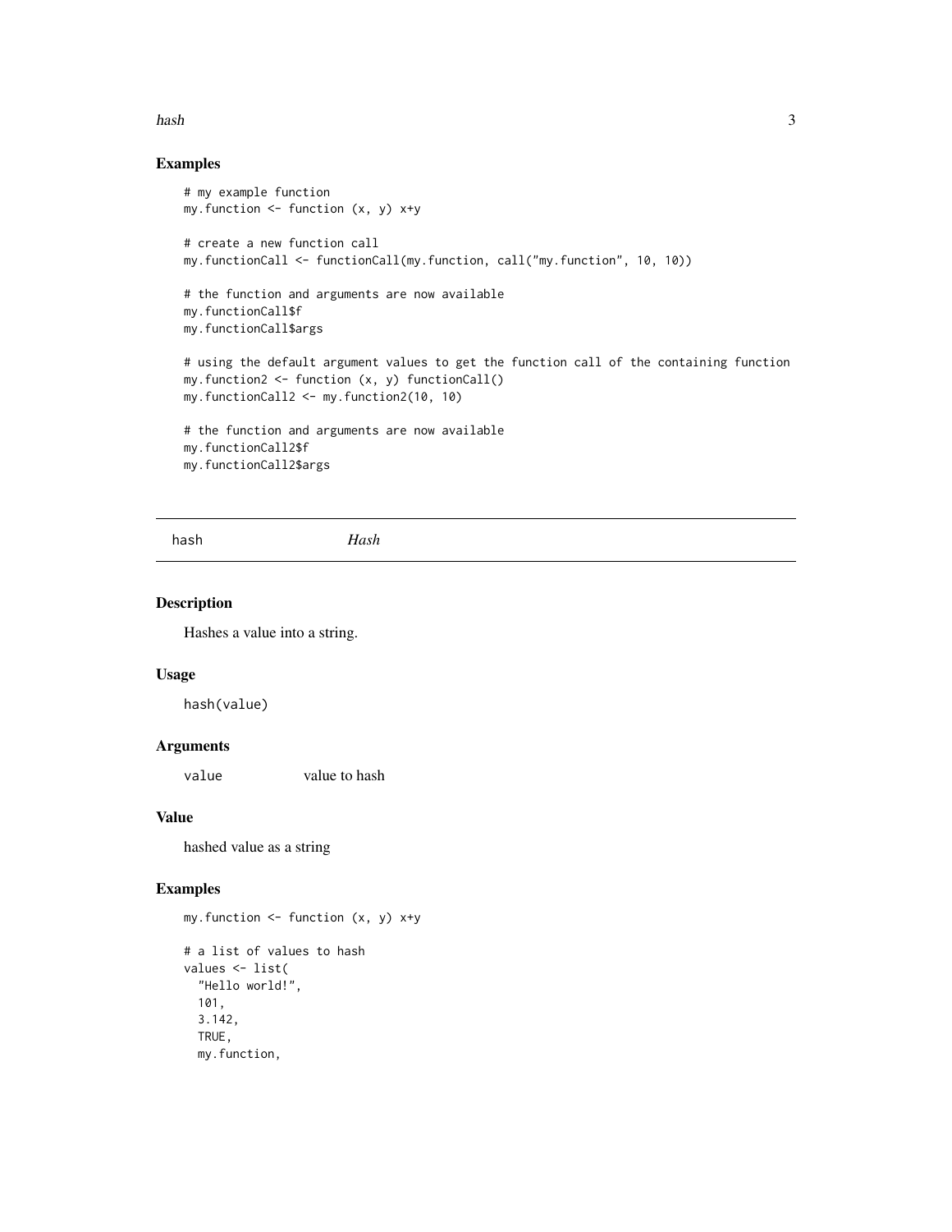## Examples

```
# my example function
my.function <- function (x, y) x+y

# create a new function call
my.functionCall <- functionCall(my.function, call("my.function", 10, 10))

# the function and arguments are now available
my.functionCall$f
my.functionCall$args

# using the default argument values to get the function call of the containing function
my.function2 <- function (x, y) functionCall()
my.functionCall2 <- my.function2(10, 10)

# the function and arguments are now available
my.functionCall2$f
my.functionCall2$args
```

---

## hash *Hash*

---

### Description

Hashes a value into a string.

### Usage

```
hash(value)
```

### Arguments

| | |
|---|---|
| value | value to hash |

### Value

hashed value as a string

### Examples

```
my.function <- function (x, y) x+y

# a list of values to hash
values <- list(
  "Hello world!",
  101,
  3.142,
  TRUE,
  my.function,
```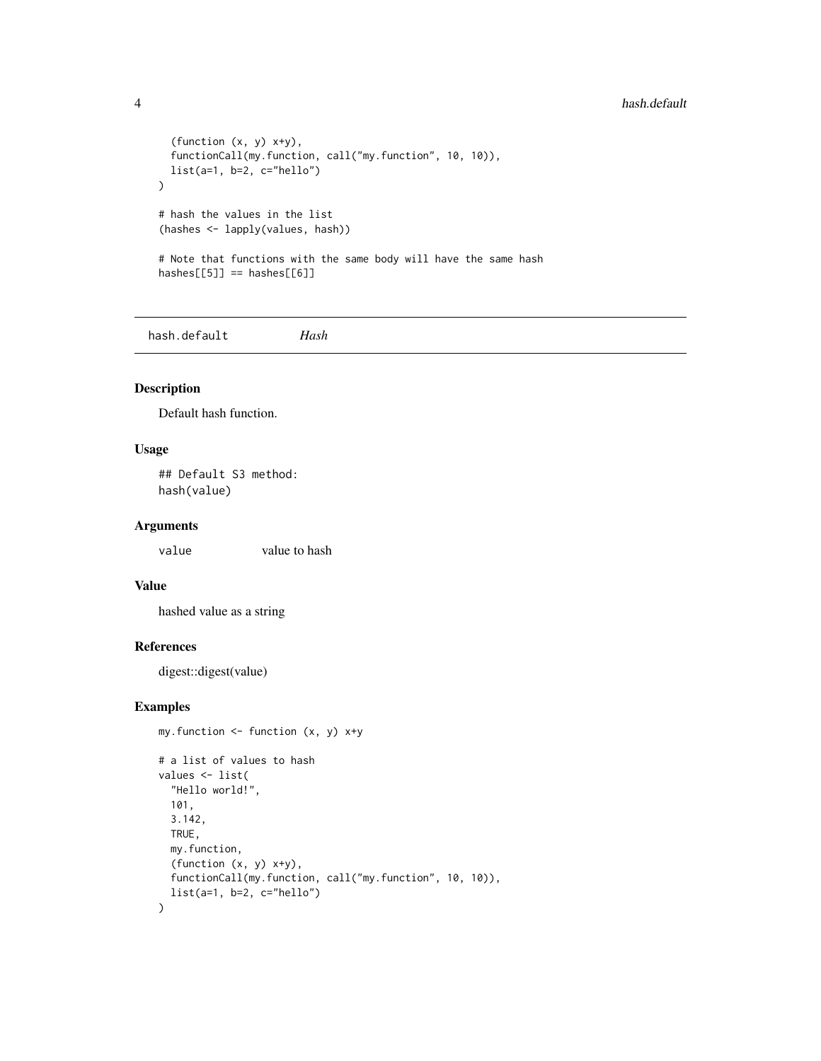```
  (function (x, y) x+y),
  functionCall(my.function, call("my.function", 10, 10)),
  list(a=1, b=2, c="hello")
)

# hash the values in the list
(hashes <- lapply(values, hash))

# Note that functions with the same body will have the same hash
hashes[[5]] == hashes[[6]]
```

---

`hash.default` *Hash*

---

## Description

Default hash function.

## Usage

```
## Default S3 method:
hash(value)
```

## Arguments

| | |
|---|---|
| `value` | value to hash |

## Value

hashed value as a string

## References

digest::digest(value)

## Examples

```
my.function <- function (x, y) x+y

# a list of values to hash
values <- list(
  "Hello world!",
  101,
  3.142,
  TRUE,
  my.function,
  (function (x, y) x+y),
  functionCall(my.function, call("my.function", 10, 10)),
  list(a=1, b=2, c="hello")
)
```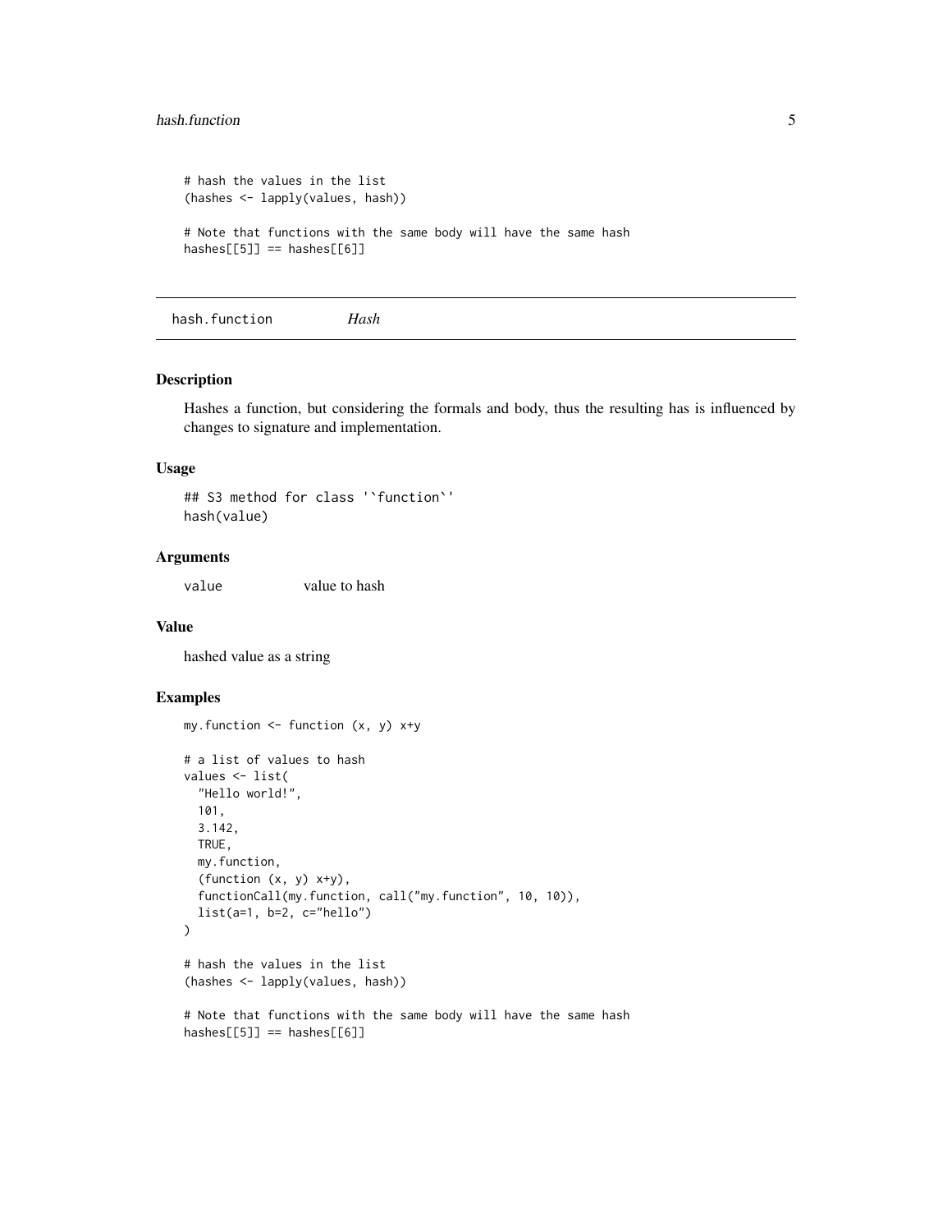```
# hash the values in the list
(hashes <- lapply(values, hash))

# Note that functions with the same body will have the same hash
hashes[[5]] == hashes[[6]]
```

## hash.function *Hash*

### Description

Hashes a function, but considering the formals and body, thus the resulting has is influenced by changes to signature and implementation.

### Usage

```
## S3 method for class '`function`'
hash(value)
```

### Arguments

| | |
|---|---|
| value | value to hash |

### Value

hashed value as a string

### Examples

```
my.function <- function (x, y) x+y

# a list of values to hash
values <- list(
  "Hello world!",
  101,
  3.142,
  TRUE,
  my.function,
  (function (x, y) x+y),
  functionCall(my.function, call("my.function", 10, 10)),
  list(a=1, b=2, c="hello")
)

# hash the values in the list
(hashes <- lapply(values, hash))

# Note that functions with the same body will have the same hash
hashes[[5]] == hashes[[6]]
```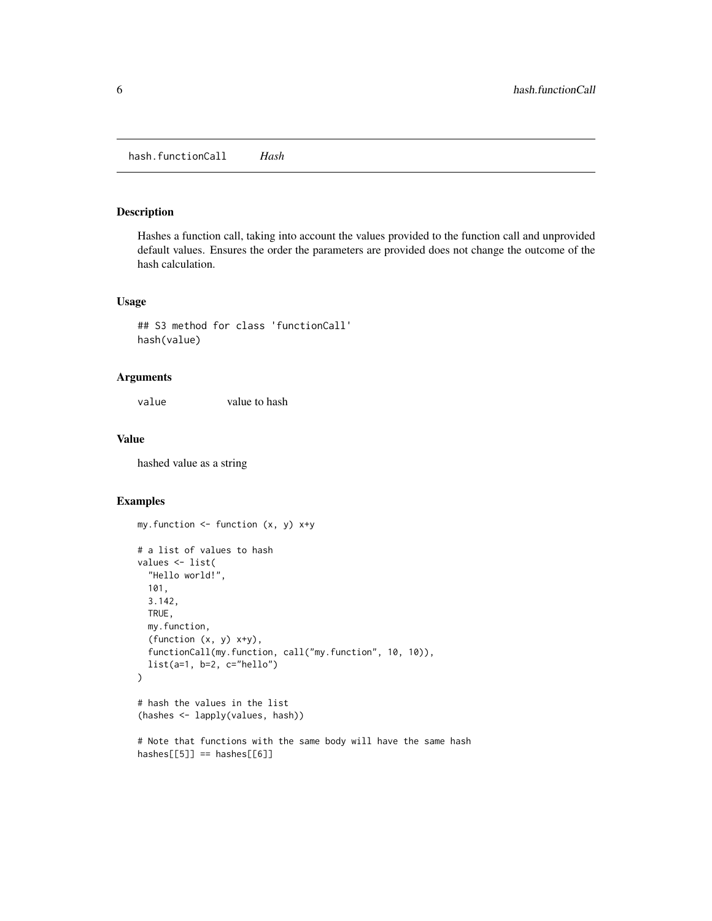# hash.functionCall *Hash*

## Description

Hashes a function call, taking into account the values provided to the function call and unprovided default values. Ensures the order the parameters are provided does not change the outcome of the hash calculation.

## Usage

```
## S3 method for class 'functionCall'
hash(value)
```

## Arguments

| | |
|---|---|
| value | value to hash |

## Value

hashed value as a string

## Examples

```
my.function <- function (x, y) x+y

# a list of values to hash
values <- list(
  "Hello world!",
  101,
  3.142,
  TRUE,
  my.function,
  (function (x, y) x+y),
  functionCall(my.function, call("my.function", 10, 10)),
  list(a=1, b=2, c="hello")
)

# hash the values in the list
(hashes <- lapply(values, hash))

# Note that functions with the same body will have the same hash
hashes[[5]] == hashes[[6]]
```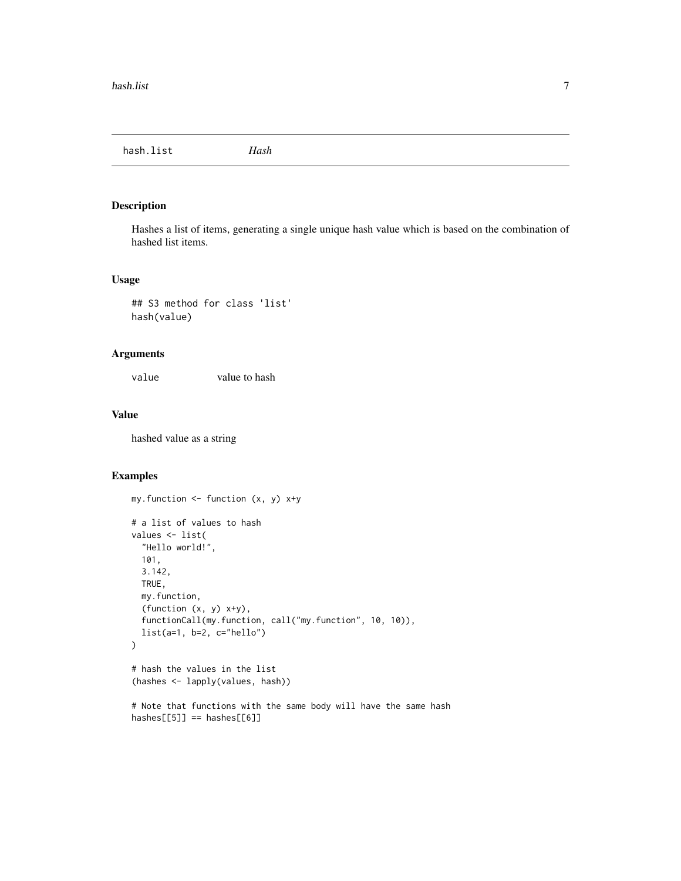## hash.list *Hash*

### Description

Hashes a list of items, generating a single unique hash value which is based on the combination of hashed list items.

### Usage

```
## S3 method for class 'list'
hash(value)
```

### Arguments

| | |
|---|---|
| value | value to hash |

### Value

hashed value as a string

### Examples

```
my.function <- function (x, y) x+y

# a list of values to hash
values <- list(
  "Hello world!",
  101,
  3.142,
  TRUE,
  my.function,
  (function (x, y) x+y),
  functionCall(my.function, call("my.function", 10, 10)),
  list(a=1, b=2, c="hello")
)

# hash the values in the list
(hashes <- lapply(values, hash))

# Note that functions with the same body will have the same hash
hashes[[5]] == hashes[[6]]
```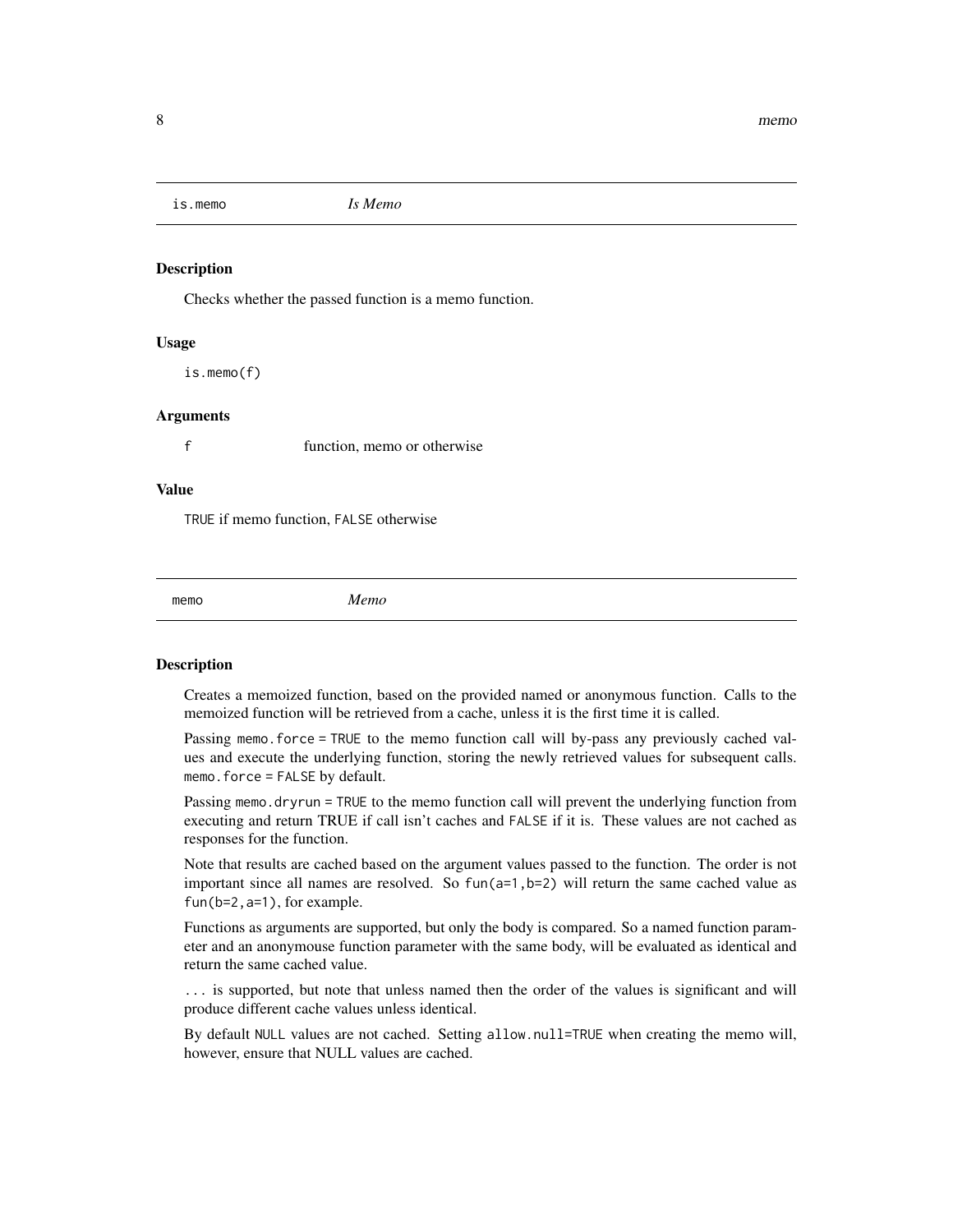## is.memo *Is Memo*

### Description

Checks whether the passed function is a memo function.

### Usage

```
is.memo(f)
```

### Arguments

| | |
|---|---|
| f | function, memo or otherwise |

### Value

TRUE if memo function, FALSE otherwise

## memo *Memo*

### Description

Creates a memoized function, based on the provided named or anonymous function. Calls to the memoized function will be retrieved from a cache, unless it is the first time it is called.

Passing memo.force = TRUE to the memo function call will by-pass any previously cached values and execute the underlying function, storing the newly retrieved values for subsequent calls. memo.force = FALSE by default.

Passing memo.dryrun = TRUE to the memo function call will prevent the underlying function from executing and return TRUE if call isn't caches and FALSE if it is. These values are not cached as responses for the function.

Note that results are cached based on the argument values passed to the function. The order is not important since all names are resolved. So fun(a=1,b=2) will return the same cached value as fun(b=2,a=1), for example.

Functions as arguments are supported, but only the body is compared. So a named function parameter and an anonymouse function parameter with the same body, will be evaluated as identical and return the same cached value.

... is supported, but note that unless named then the order of the values is significant and will produce different cache values unless identical.

By default NULL values are not cached. Setting allow.null=TRUE when creating the memo will, however, ensure that NULL values are cached.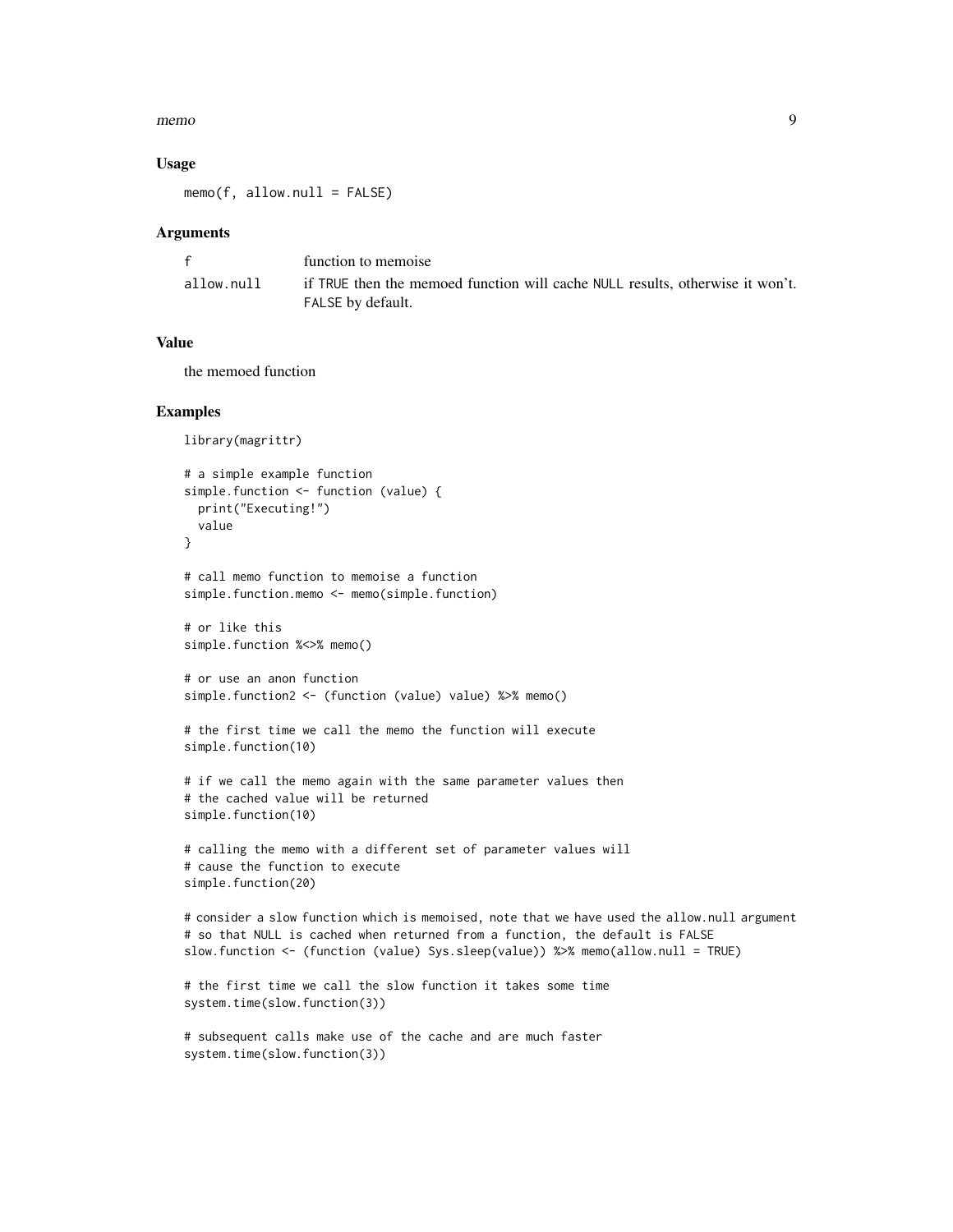### Usage

```
memo(f, allow.null = FALSE)
```

### Arguments

| | |
|---|---|
| f | function to memoise |
| allow.null | if TRUE then the memoed function will cache NULL results, otherwise it won't. FALSE by default. |

### Value

the memoed function

### Examples

```
library(magrittr)

# a simple example function
simple.function <- function (value) {
  print("Executing!")
  value
}

# call memo function to memoise a function
simple.function.memo <- memo(simple.function)

# or like this
simple.function %<>% memo()

# or use an anon function
simple.function2 <- (function (value) value) %>% memo()

# the first time we call the memo the function will execute
simple.function(10)

# if we call the memo again with the same parameter values then
# the cached value will be returned
simple.function(10)

# calling the memo with a different set of parameter values will
# cause the function to execute
simple.function(20)

# consider a slow function which is memoised, note that we have used the allow.null argument
# so that NULL is cached when returned from a function, the default is FALSE
slow.function <- (function (value) Sys.sleep(value)) %>% memo(allow.null = TRUE)

# the first time we call the slow function it takes some time
system.time(slow.function(3))

# subsequent calls make use of the cache and are much faster
system.time(slow.function(3))
```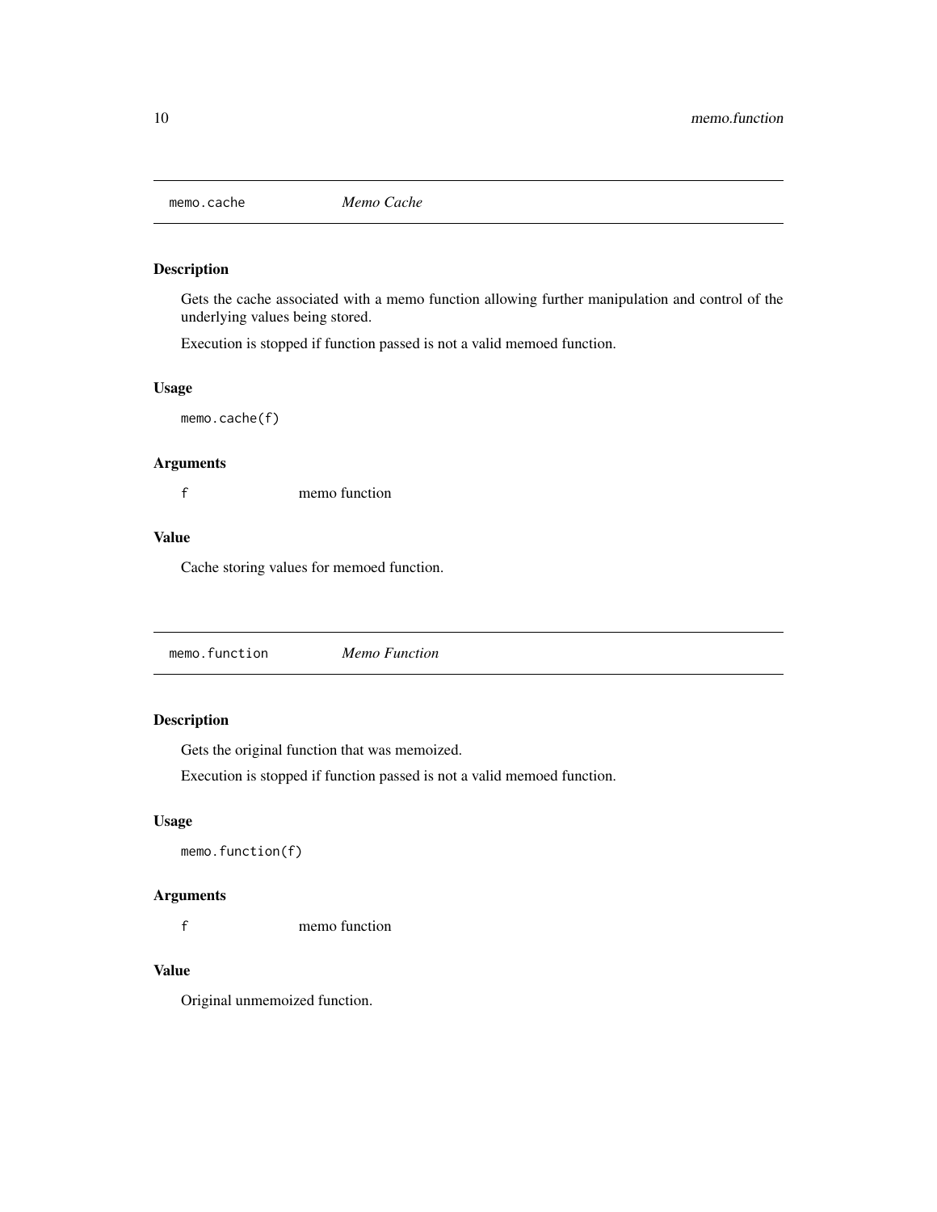## memo.cache *Memo Cache*

### Description

Gets the cache associated with a memo function allowing further manipulation and control of the underlying values being stored.

Execution is stopped if function passed is not a valid memoed function.

### Usage

```
memo.cache(f)
```

### Arguments

| | |
|---|---|
| f | memo function |

### Value

Cache storing values for memoed function.

## memo.function *Memo Function*

### Description

Gets the original function that was memoized.

Execution is stopped if function passed is not a valid memoed function.

### Usage

```
memo.function(f)
```

### Arguments

| | |
|---|---|
| f | memo function |

### Value

Original unmemoized function.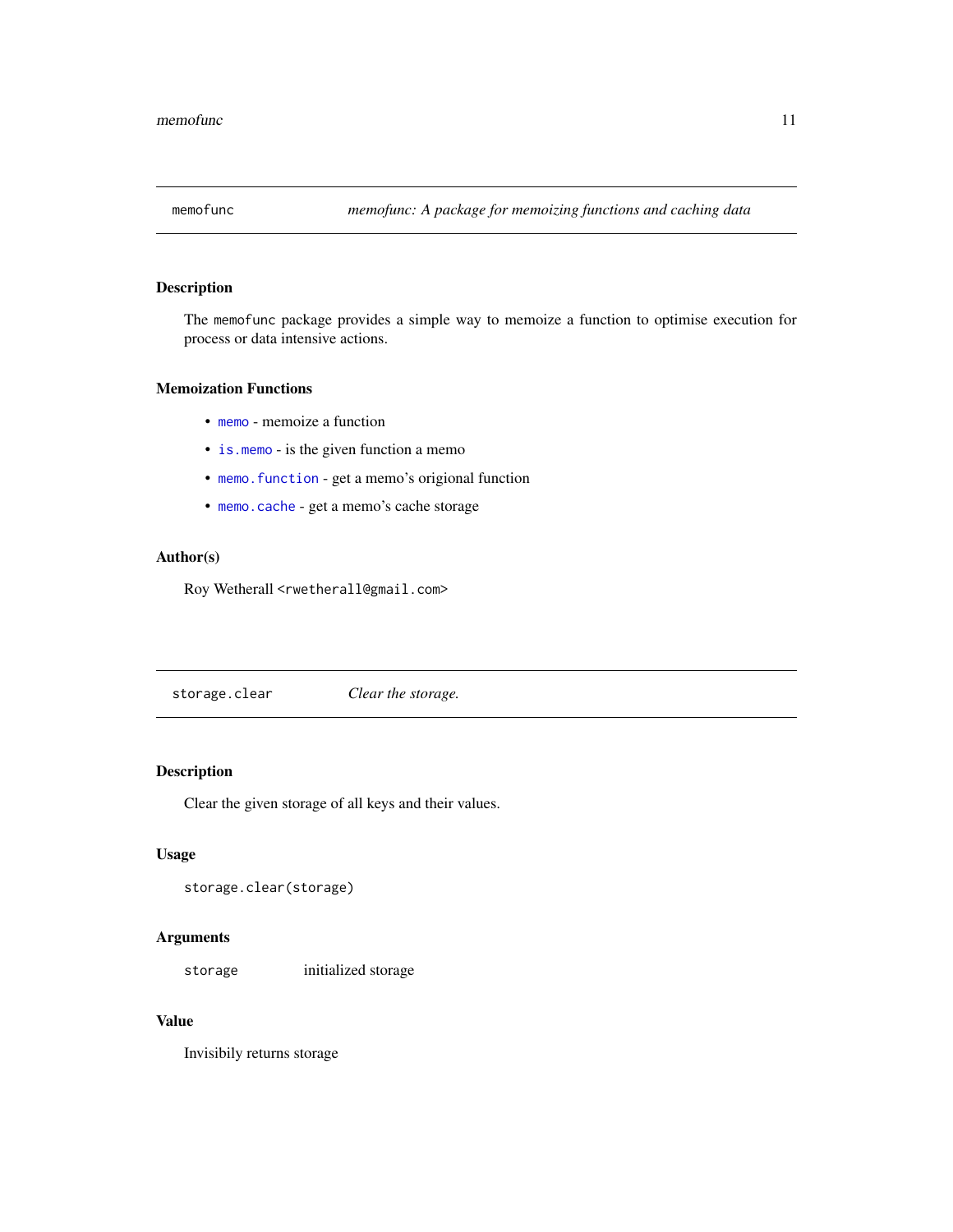## memofunc — *memofunc: A package for memoizing functions and caching data*

### Description

The memofunc package provides a simple way to memoize a function to optimise execution for process or data intensive actions.

### Memoization Functions

- `memo` - memoize a function
- `is.memo` - is the given function a memo
- `memo.function` - get a memo's origional function
- `memo.cache` - get a memo's cache storage

### Author(s)

Roy Wetherall <rwetherall@gmail.com>

## storage.clear — *Clear the storage.*

### Description

Clear the given storage of all keys and their values.

### Usage

```
storage.clear(storage)
```

### Arguments

| | |
|---|---|
| storage | initialized storage |

### Value

Invisibily returns storage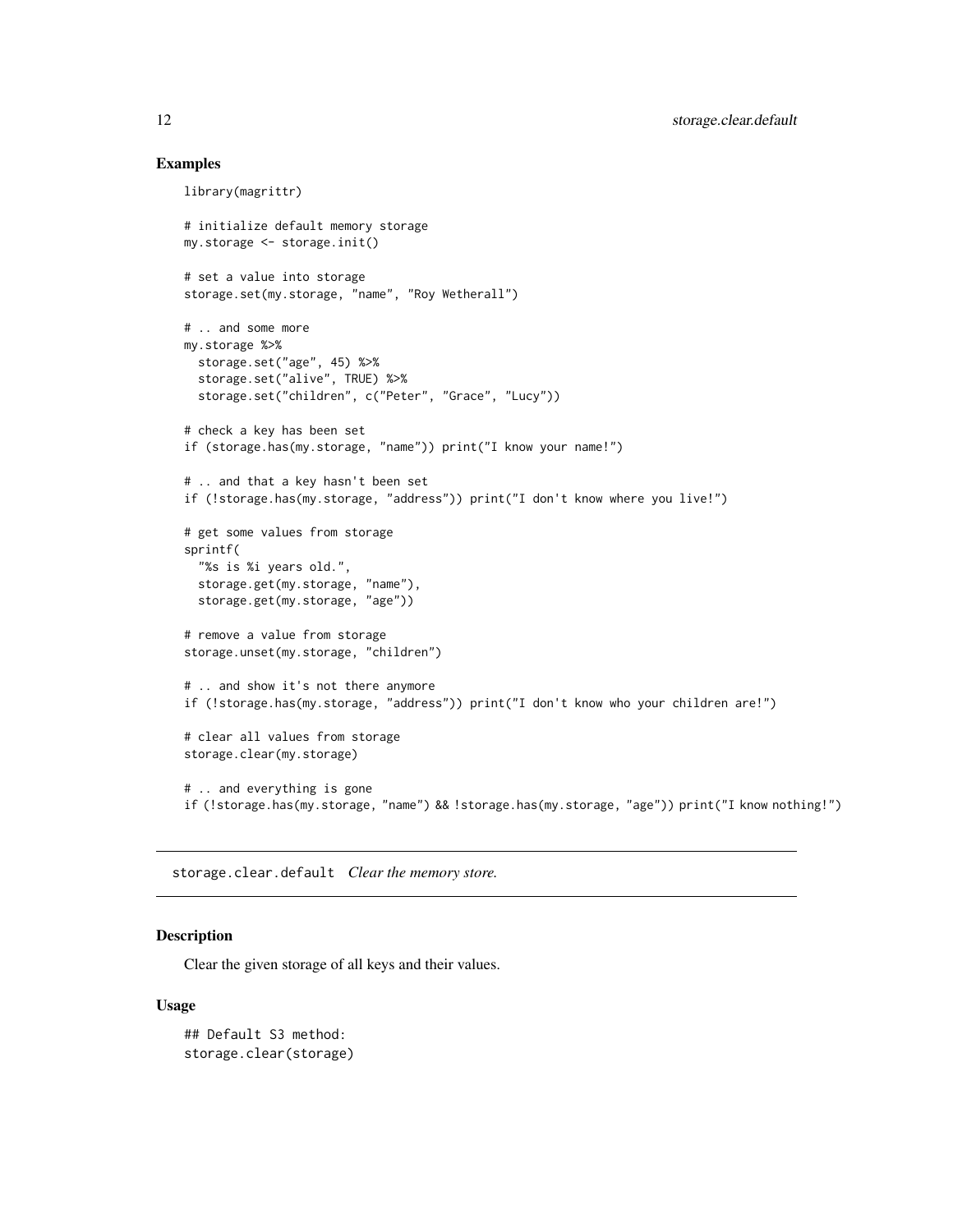### Examples

```
library(magrittr)

# initialize default memory storage
my.storage <- storage.init()

# set a value into storage
storage.set(my.storage, "name", "Roy Wetherall")

# .. and some more
my.storage %>%
  storage.set("age", 45) %>%
  storage.set("alive", TRUE) %>%
  storage.set("children", c("Peter", "Grace", "Lucy"))

# check a key has been set
if (storage.has(my.storage, "name")) print("I know your name!")

# .. and that a key hasn't been set
if (!storage.has(my.storage, "address")) print("I don't know where you live!")

# get some values from storage
sprintf(
  "%s is %i years old.",
  storage.get(my.storage, "name"),
  storage.get(my.storage, "age"))

# remove a value from storage
storage.unset(my.storage, "children")

# .. and show it's not there anymore
if (!storage.has(my.storage, "address")) print("I don't know who your children are!")

# clear all values from storage
storage.clear(my.storage)

# .. and everything is gone
if (!storage.has(my.storage, "name") && !storage.has(my.storage, "age")) print("I know nothing!")
```

---

## storage.clear.default *Clear the memory store.*

---

### Description

Clear the given storage of all keys and their values.

### Usage

```
## Default S3 method:
storage.clear(storage)
```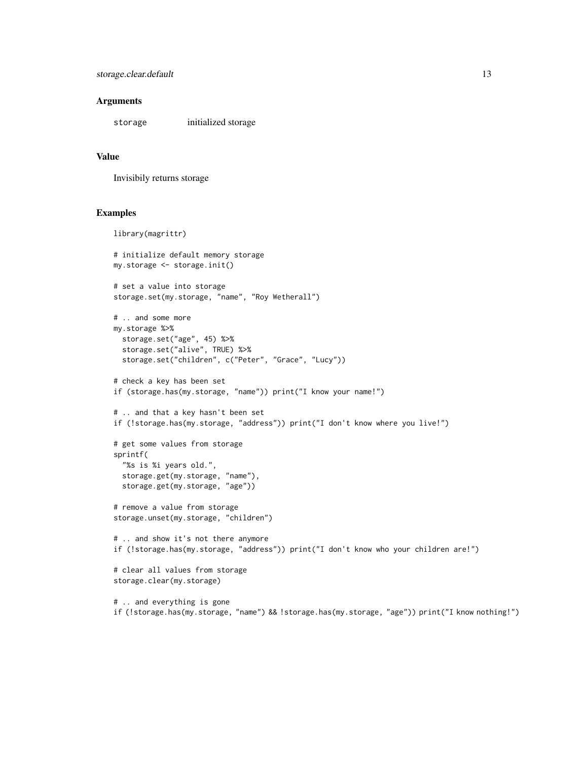## Arguments

| | |
|---|---|
| storage | initialized storage |

## Value

Invisibily returns storage

## Examples

```
library(magrittr)

# initialize default memory storage
my.storage <- storage.init()

# set a value into storage
storage.set(my.storage, "name", "Roy Wetherall")

# .. and some more
my.storage %>%
  storage.set("age", 45) %>%
  storage.set("alive", TRUE) %>%
  storage.set("children", c("Peter", "Grace", "Lucy"))

# check a key has been set
if (storage.has(my.storage, "name")) print("I know your name!")

# .. and that a key hasn't been set
if (!storage.has(my.storage, "address")) print("I don't know where you live!")

# get some values from storage
sprintf(
  "%s is %i years old.",
  storage.get(my.storage, "name"),
  storage.get(my.storage, "age"))

# remove a value from storage
storage.unset(my.storage, "children")

# .. and show it's not there anymore
if (!storage.has(my.storage, "address")) print("I don't know who your children are!")

# clear all values from storage
storage.clear(my.storage)

# .. and everything is gone
if (!storage.has(my.storage, "name") && !storage.has(my.storage, "age")) print("I know nothing!")
```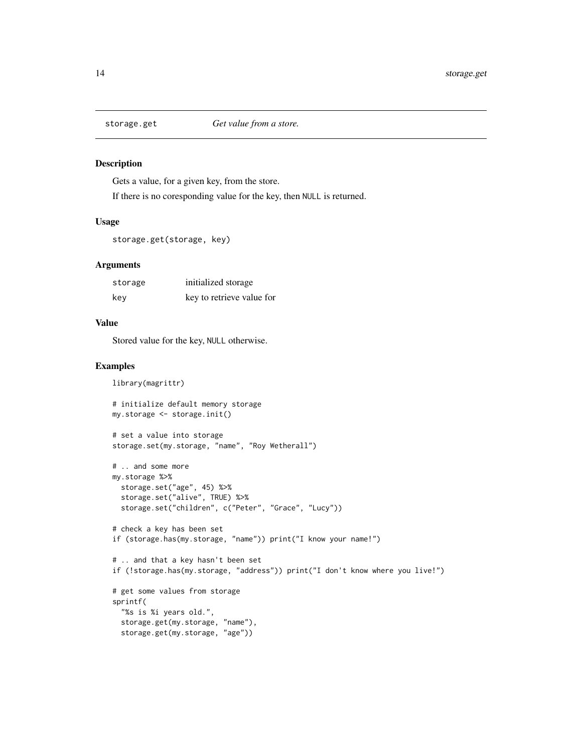## storage.get — *Get value from a store.*

### Description

Gets a value, for a given key, from the store.

If there is no coresponding value for the key, then NULL is returned.

### Usage

```
storage.get(storage, key)
```

### Arguments

| | |
|---|---|
| storage | initialized storage |
| key | key to retrieve value for |

### Value

Stored value for the key, NULL otherwise.

### Examples

```
library(magrittr)

# initialize default memory storage
my.storage <- storage.init()

# set a value into storage
storage.set(my.storage, "name", "Roy Wetherall")

# .. and some more
my.storage %>%
  storage.set("age", 45) %>%
  storage.set("alive", TRUE) %>%
  storage.set("children", c("Peter", "Grace", "Lucy"))

# check a key has been set
if (storage.has(my.storage, "name")) print("I know your name!")

# .. and that a key hasn't been set
if (!storage.has(my.storage, "address")) print("I don't know where you live!")

# get some values from storage
sprintf(
  "%s is %i years old.",
  storage.get(my.storage, "name"),
  storage.get(my.storage, "age"))
```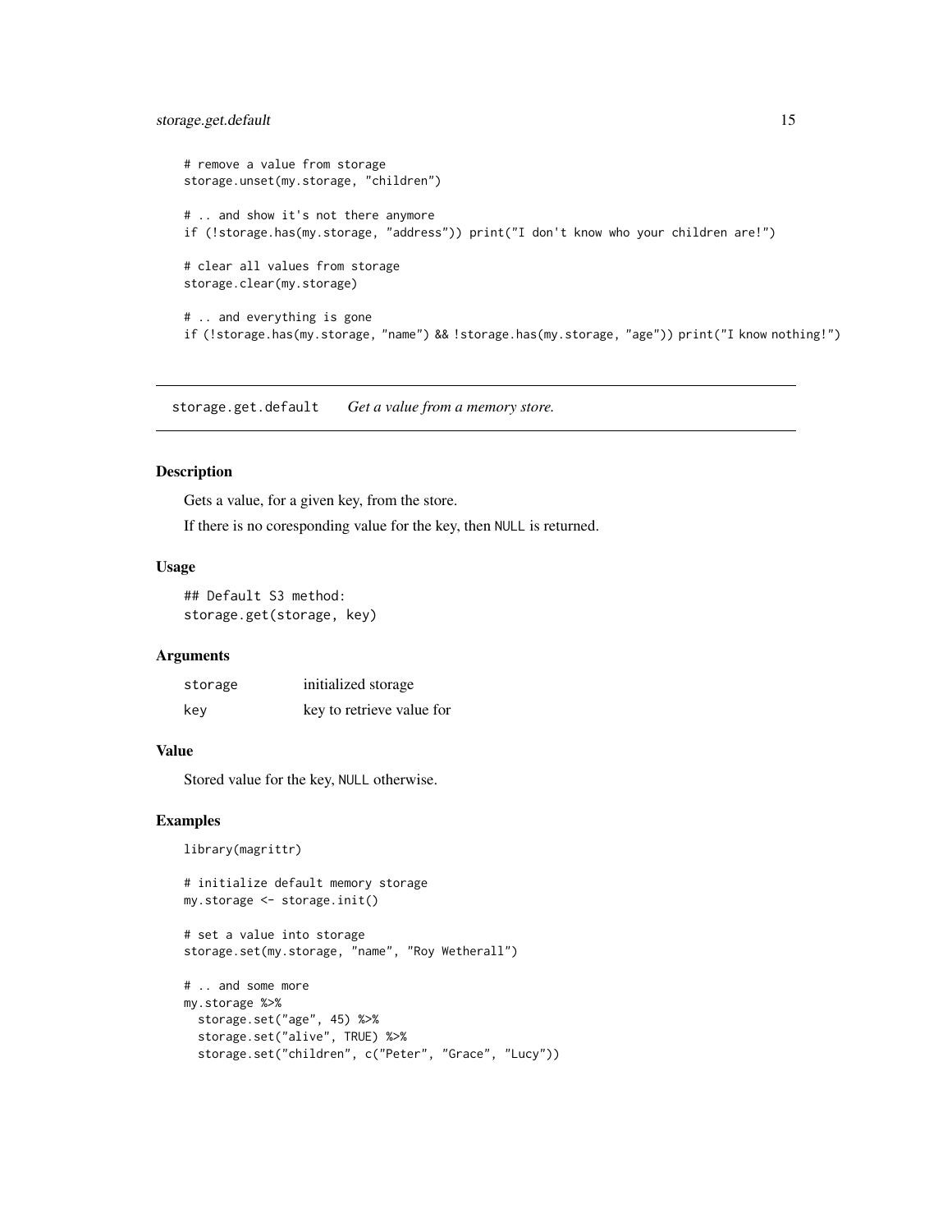```
# remove a value from storage
storage.unset(my.storage, "children")

# .. and show it's not there anymore
if (!storage.has(my.storage, "address")) print("I don't know who your children are!")

# clear all values from storage
storage.clear(my.storage)

# .. and everything is gone
if (!storage.has(my.storage, "name") && !storage.has(my.storage, "age")) print("I know nothing!")
```

---

## storage.get.default — *Get a value from a memory store.*

---

### Description

Gets a value, for a given key, from the store.

If there is no coresponding value for the key, then `NULL` is returned.

### Usage

```
## Default S3 method:
storage.get(storage, key)
```

### Arguments

| | |
|---|---|
| `storage` | initialized storage |
| `key` | key to retrieve value for |

### Value

Stored value for the key, `NULL` otherwise.

### Examples

```
library(magrittr)

# initialize default memory storage
my.storage <- storage.init()

# set a value into storage
storage.set(my.storage, "name", "Roy Wetherall")

# .. and some more
my.storage %>%
  storage.set("age", 45) %>%
  storage.set("alive", TRUE) %>%
  storage.set("children", c("Peter", "Grace", "Lucy"))
```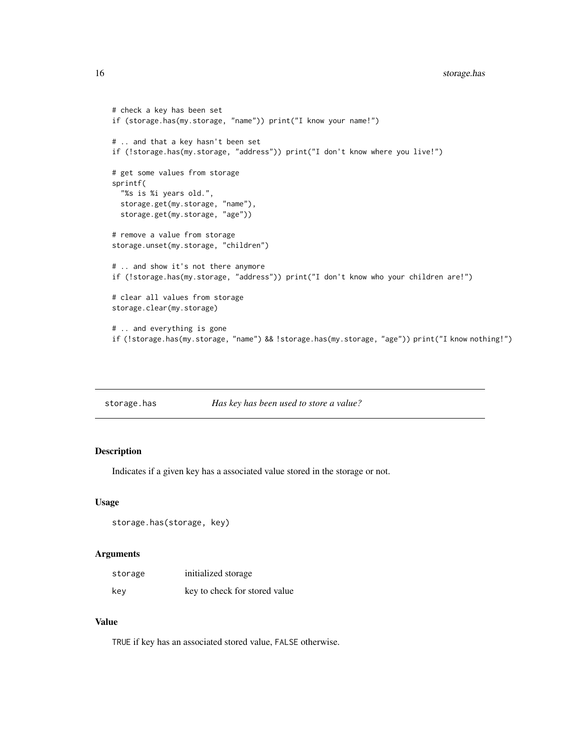```
# check a key has been set
if (storage.has(my.storage, "name")) print("I know your name!")

# .. and that a key hasn't been set
if (!storage.has(my.storage, "address")) print("I don't know where you live!")

# get some values from storage
sprintf(
  "%s is %i years old.",
  storage.get(my.storage, "name"),
  storage.get(my.storage, "age"))

# remove a value from storage
storage.unset(my.storage, "children")

# .. and show it's not there anymore
if (!storage.has(my.storage, "address")) print("I don't know who your children are!")

# clear all values from storage
storage.clear(my.storage)

# .. and everything is gone
if (!storage.has(my.storage, "name") && !storage.has(my.storage, "age")) print("I know nothing!")
```

---

## storage.has — *Has key has been used to store a value?*

---

### Description

Indicates if a given key has a associated value stored in the storage or not.

### Usage

```
storage.has(storage, key)
```

### Arguments

| | |
|---|---|
| `storage` | initialized storage |
| `key` | key to check for stored value |

### Value

`TRUE` if key has an associated stored value, `FALSE` otherwise.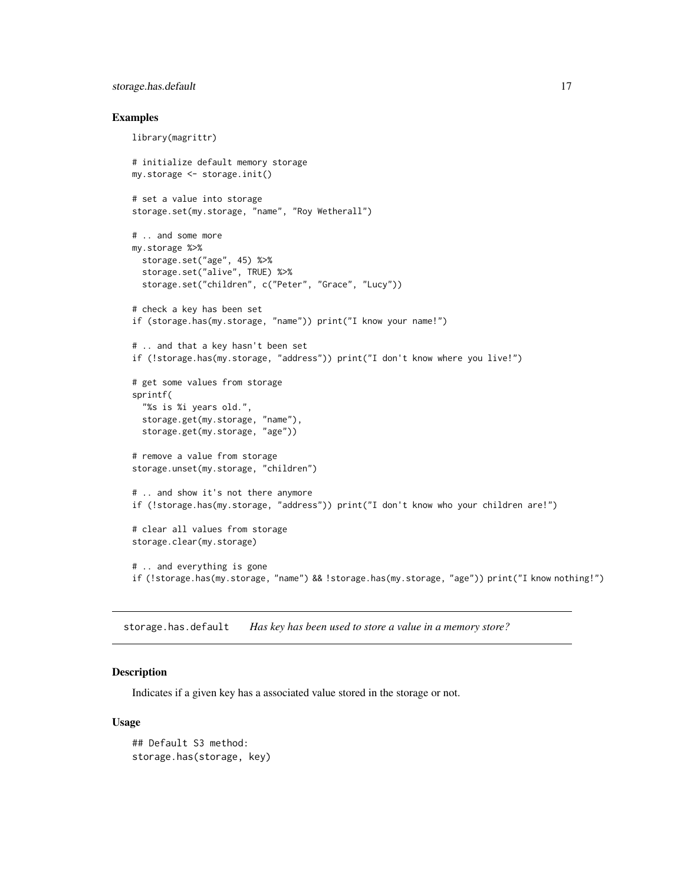## Examples

```
library(magrittr)

# initialize default memory storage
my.storage <- storage.init()

# set a value into storage
storage.set(my.storage, "name", "Roy Wetherall")

# .. and some more
my.storage %>%
  storage.set("age", 45) %>%
  storage.set("alive", TRUE) %>%
  storage.set("children", c("Peter", "Grace", "Lucy"))

# check a key has been set
if (storage.has(my.storage, "name")) print("I know your name!")

# .. and that a key hasn't been set
if (!storage.has(my.storage, "address")) print("I don't know where you live!")

# get some values from storage
sprintf(
  "%s is %i years old.",
  storage.get(my.storage, "name"),
  storage.get(my.storage, "age"))

# remove a value from storage
storage.unset(my.storage, "children")

# .. and show it's not there anymore
if (!storage.has(my.storage, "address")) print("I don't know who your children are!")

# clear all values from storage
storage.clear(my.storage)

# .. and everything is gone
if (!storage.has(my.storage, "name") && !storage.has(my.storage, "age")) print("I know nothing!")
```

# storage.has.default *Has key has been used to store a value in a memory store?*

## Description

Indicates if a given key has a associated value stored in the storage or not.

## Usage

```
## Default S3 method:
storage.has(storage, key)
```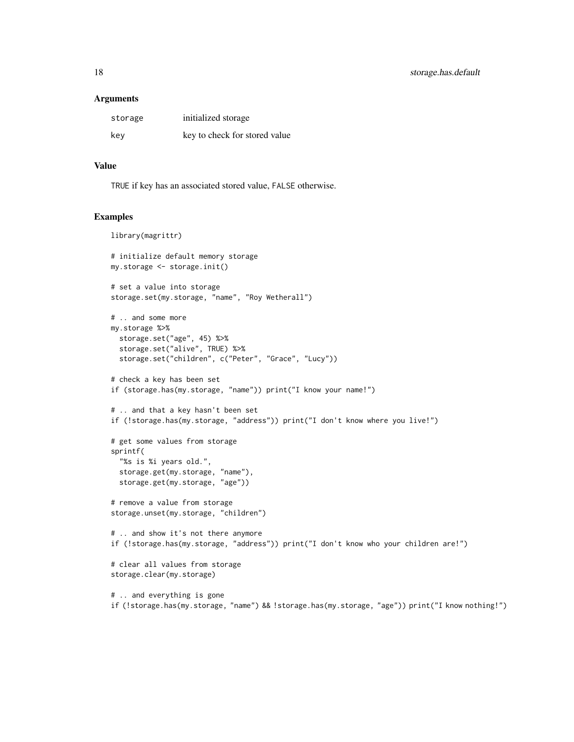### Arguments

| | |
|---|---|
| storage | initialized storage |
| key | key to check for stored value |

### Value

TRUE if key has an associated stored value, FALSE otherwise.

### Examples

```
library(magrittr)

# initialize default memory storage
my.storage <- storage.init()

# set a value into storage
storage.set(my.storage, "name", "Roy Wetherall")

# .. and some more
my.storage %>%
  storage.set("age", 45) %>%
  storage.set("alive", TRUE) %>%
  storage.set("children", c("Peter", "Grace", "Lucy"))

# check a key has been set
if (storage.has(my.storage, "name")) print("I know your name!")

# .. and that a key hasn't been set
if (!storage.has(my.storage, "address")) print("I don't know where you live!")

# get some values from storage
sprintf(
  "%s is %i years old.",
  storage.get(my.storage, "name"),
  storage.get(my.storage, "age"))

# remove a value from storage
storage.unset(my.storage, "children")

# .. and show it's not there anymore
if (!storage.has(my.storage, "address")) print("I don't know who your children are!")

# clear all values from storage
storage.clear(my.storage)

# .. and everything is gone
if (!storage.has(my.storage, "name") && !storage.has(my.storage, "age")) print("I know nothing!")
```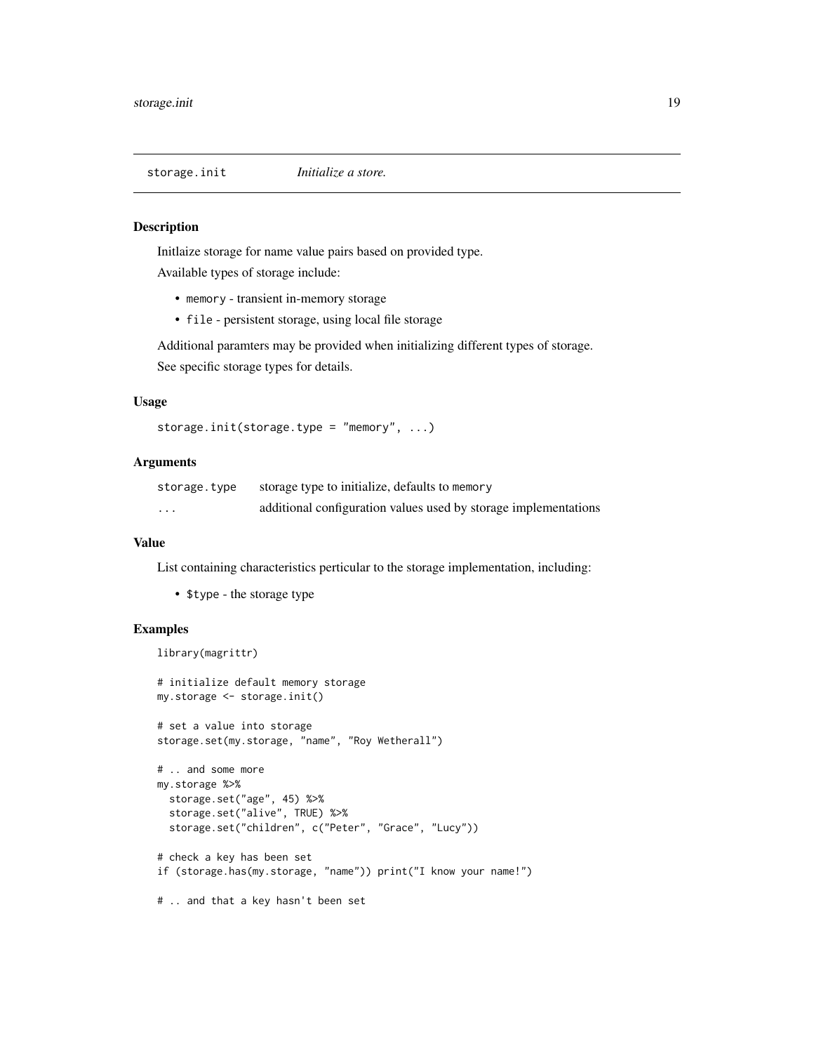`storage.init` *Initialize a store.*

## Description

Initlaize storage for name value pairs based on provided type.

Available types of storage include:

- `memory` - transient in-memory storage
- `file` - persistent storage, using local file storage

Additional paramters may be provided when initializing different types of storage.

See specific storage types for details.

## Usage

```
storage.init(storage.type = "memory", ...)
```

## Arguments

| | |
|---|---|
| `storage.type` | storage type to initialize, defaults to `memory` |
| `...` | additional configuration values used by storage implementations |

## Value

List containing characteristics perticular to the storage implementation, including:

- `$type` - the storage type

## Examples

```
library(magrittr)

# initialize default memory storage
my.storage <- storage.init()

# set a value into storage
storage.set(my.storage, "name", "Roy Wetherall")

# .. and some more
my.storage %>%
  storage.set("age", 45) %>%
  storage.set("alive", TRUE) %>%
  storage.set("children", c("Peter", "Grace", "Lucy"))

# check a key has been set
if (storage.has(my.storage, "name")) print("I know your name!")

# .. and that a key hasn't been set
```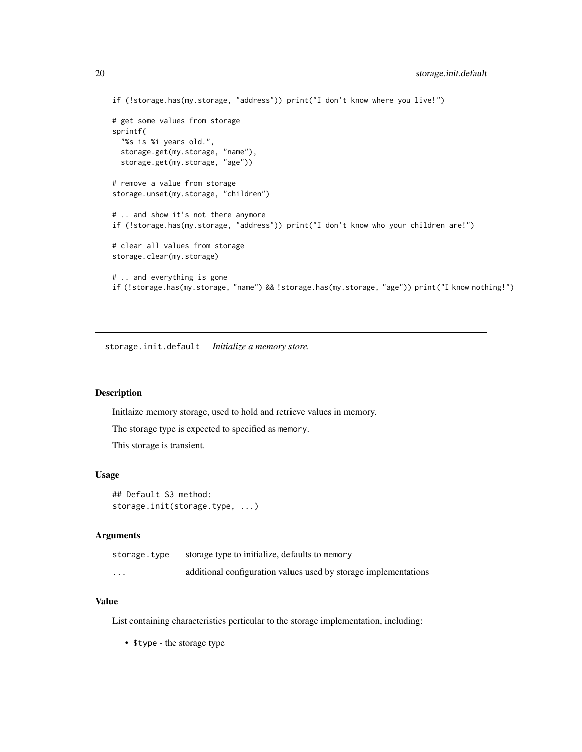```
if (!storage.has(my.storage, "address")) print("I don't know where you live!")

# get some values from storage
sprintf(
  "%s is %i years old.",
  storage.get(my.storage, "name"),
  storage.get(my.storage, "age"))

# remove a value from storage
storage.unset(my.storage, "children")

# .. and show it's not there anymore
if (!storage.has(my.storage, "address")) print("I don't know who your children are!")

# clear all values from storage
storage.clear(my.storage)

# .. and everything is gone
if (!storage.has(my.storage, "name") && !storage.has(my.storage, "age")) print("I know nothing!")
```

## storage.init.default *Initialize a memory store.*

### Description

Initlaize memory storage, used to hold and retrieve values in memory.

The storage type is expected to specified as `memory`.

This storage is transient.

### Usage

```
## Default S3 method:
storage.init(storage.type, ...)
```

### Arguments

| | |
|---|---|
| storage.type | storage type to initialize, defaults to `memory` |
| ... | additional configuration values used by storage implementations |

### Value

List containing characteristics perticular to the storage implementation, including:

- `$type` - the storage type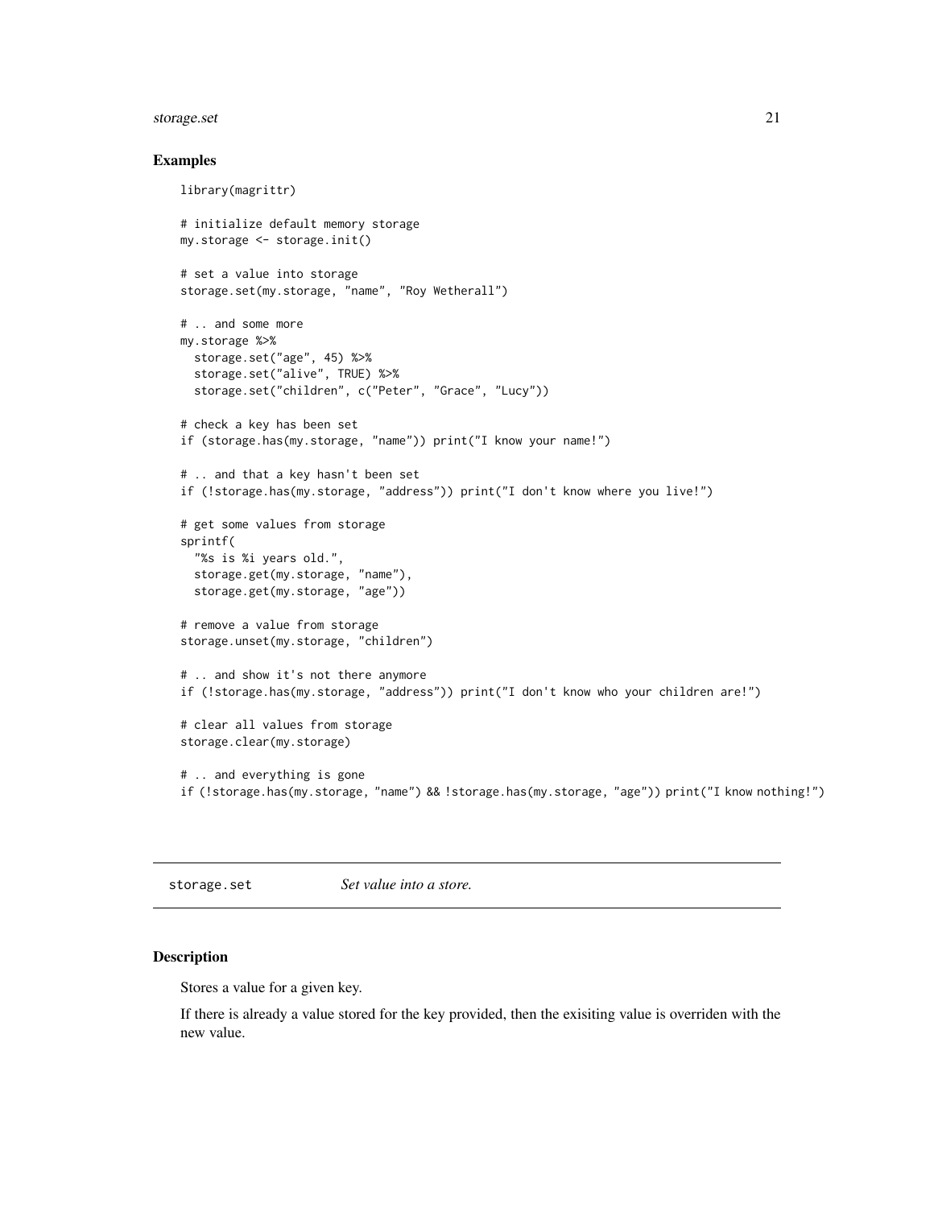## Examples

```
library(magrittr)

# initialize default memory storage
my.storage <- storage.init()

# set a value into storage
storage.set(my.storage, "name", "Roy Wetherall")

# .. and some more
my.storage %>%
  storage.set("age", 45) %>%
  storage.set("alive", TRUE) %>%
  storage.set("children", c("Peter", "Grace", "Lucy"))

# check a key has been set
if (storage.has(my.storage, "name")) print("I know your name!")

# .. and that a key hasn't been set
if (!storage.has(my.storage, "address")) print("I don't know where you live!")

# get some values from storage
sprintf(
  "%s is %i years old.",
  storage.get(my.storage, "name"),
  storage.get(my.storage, "age"))

# remove a value from storage
storage.unset(my.storage, "children")

# .. and show it's not there anymore
if (!storage.has(my.storage, "address")) print("I don't know who your children are!")

# clear all values from storage
storage.clear(my.storage)

# .. and everything is gone
if (!storage.has(my.storage, "name") && !storage.has(my.storage, "age")) print("I know nothing!")
```

---

# storage.set *Set value into a store.*

## Description

Stores a value for a given key.

If there is already a value stored for the key provided, then the exisiting value is overriden with the new value.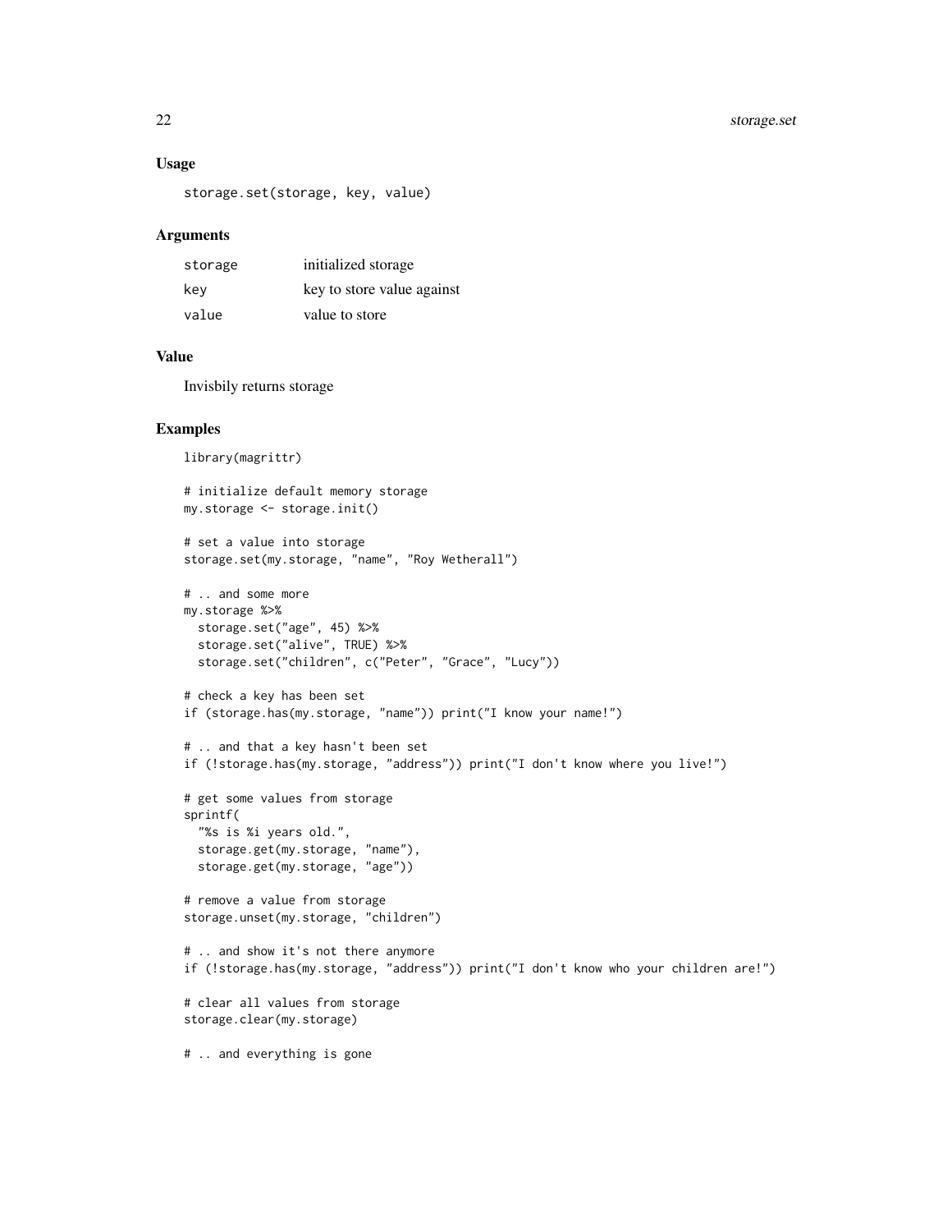### Usage

```
storage.set(storage, key, value)
```

### Arguments

| | |
|---|---|
| storage | initialized storage |
| key | key to store value against |
| value | value to store |

### Value

Invisbily returns storage

### Examples

```
library(magrittr)

# initialize default memory storage
my.storage <- storage.init()

# set a value into storage
storage.set(my.storage, "name", "Roy Wetherall")

# .. and some more
my.storage %>%
  storage.set("age", 45) %>%
  storage.set("alive", TRUE) %>%
  storage.set("children", c("Peter", "Grace", "Lucy"))

# check a key has been set
if (storage.has(my.storage, "name")) print("I know your name!")

# .. and that a key hasn't been set
if (!storage.has(my.storage, "address")) print("I don't know where you live!")

# get some values from storage
sprintf(
  "%s is %i years old.",
  storage.get(my.storage, "name"),
  storage.get(my.storage, "age"))

# remove a value from storage
storage.unset(my.storage, "children")

# .. and show it's not there anymore
if (!storage.has(my.storage, "address")) print("I don't know who your children are!")

# clear all values from storage
storage.clear(my.storage)

# .. and everything is gone
```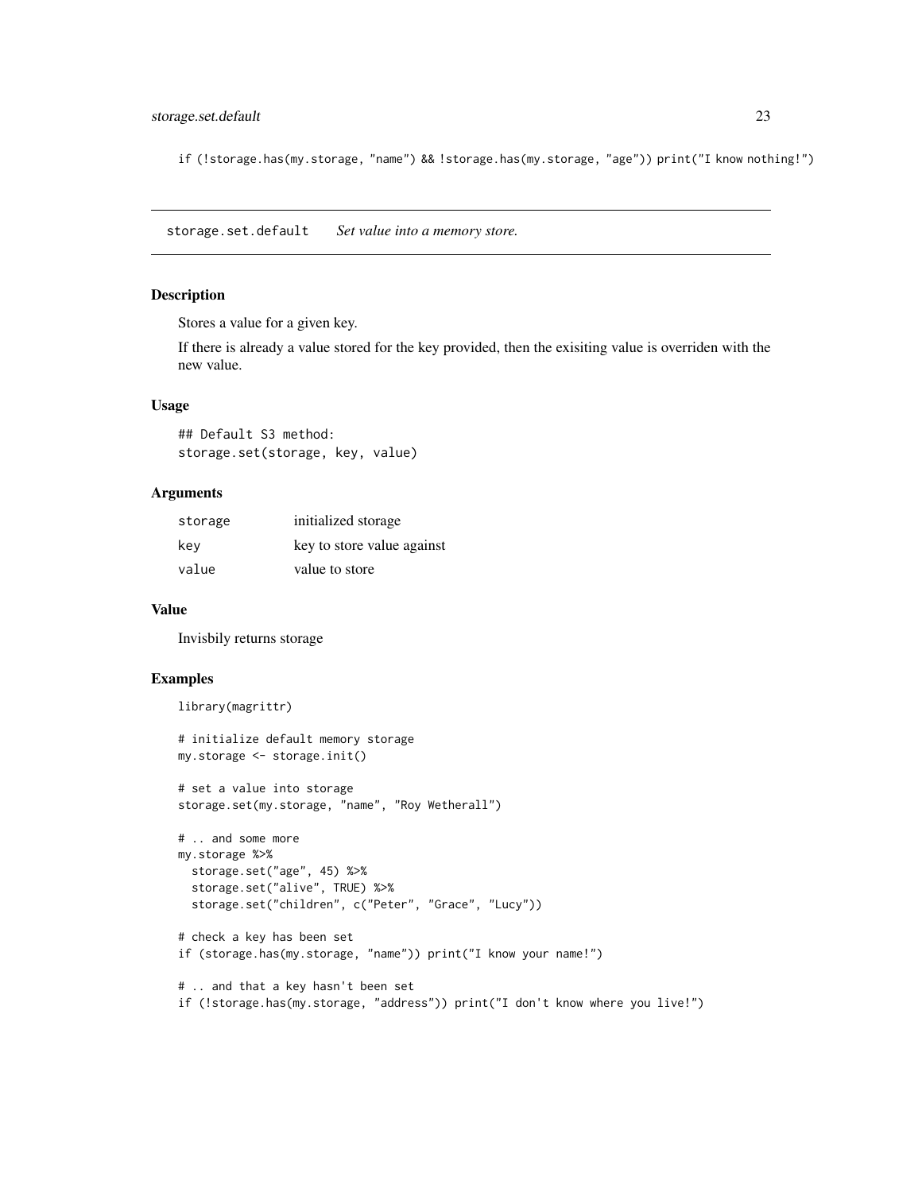```
if (!storage.has(my.storage, "name") && !storage.has(my.storage, "age")) print("I know nothing!")
```

## storage.set.default *Set value into a memory store.*

### Description

Stores a value for a given key.

If there is already a value stored for the key provided, then the exisiting value is overriden with the new value.

### Usage

```
## Default S3 method:
storage.set(storage, key, value)
```

### Arguments

| | |
|---|---|
| storage | initialized storage |
| key | key to store value against |
| value | value to store |

### Value

Invisbily returns storage

### Examples

```
library(magrittr)

# initialize default memory storage
my.storage <- storage.init()

# set a value into storage
storage.set(my.storage, "name", "Roy Wetherall")

# .. and some more
my.storage %>%
  storage.set("age", 45) %>%
  storage.set("alive", TRUE) %>%
  storage.set("children", c("Peter", "Grace", "Lucy"))

# check a key has been set
if (storage.has(my.storage, "name")) print("I know your name!")

# .. and that a key hasn't been set
if (!storage.has(my.storage, "address")) print("I don't know where you live!")
```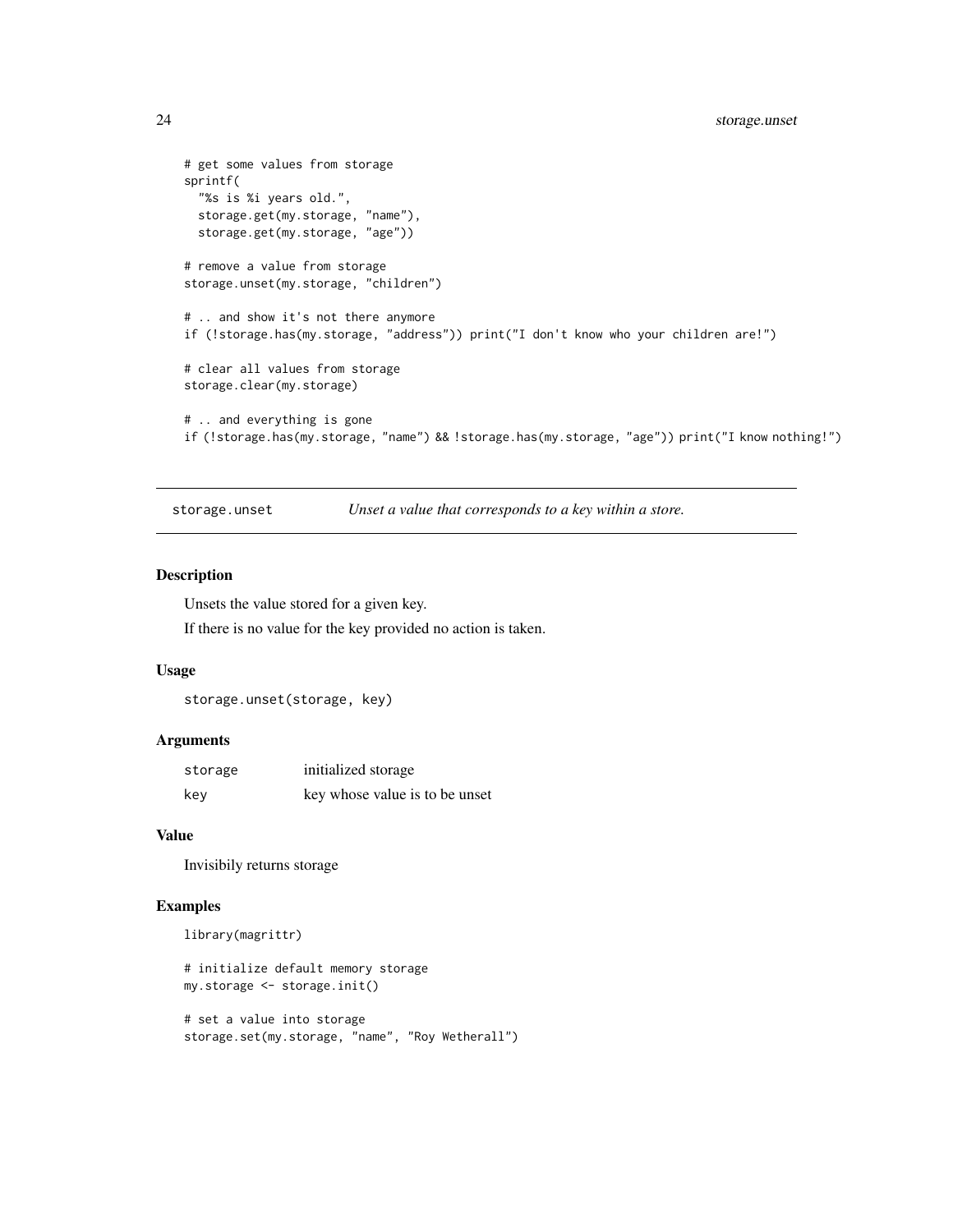```
# get some values from storage
sprintf(
  "%s is %i years old.",
  storage.get(my.storage, "name"),
  storage.get(my.storage, "age"))

# remove a value from storage
storage.unset(my.storage, "children")

# .. and show it's not there anymore
if (!storage.has(my.storage, "address")) print("I don't know who your children are!")

# clear all values from storage
storage.clear(my.storage)

# .. and everything is gone
if (!storage.has(my.storage, "name") && !storage.has(my.storage, "age")) print("I know nothing!")
```

## storage.unset — *Unset a value that corresponds to a key within a store.*

### Description

Unsets the value stored for a given key.

If there is no value for the key provided no action is taken.

### Usage

```
storage.unset(storage, key)
```

### Arguments

| | |
|---|---|
| storage | initialized storage |
| key | key whose value is to be unset |

### Value

Invisibily returns storage

### Examples

```
library(magrittr)

# initialize default memory storage
my.storage <- storage.init()

# set a value into storage
storage.set(my.storage, "name", "Roy Wetherall")
```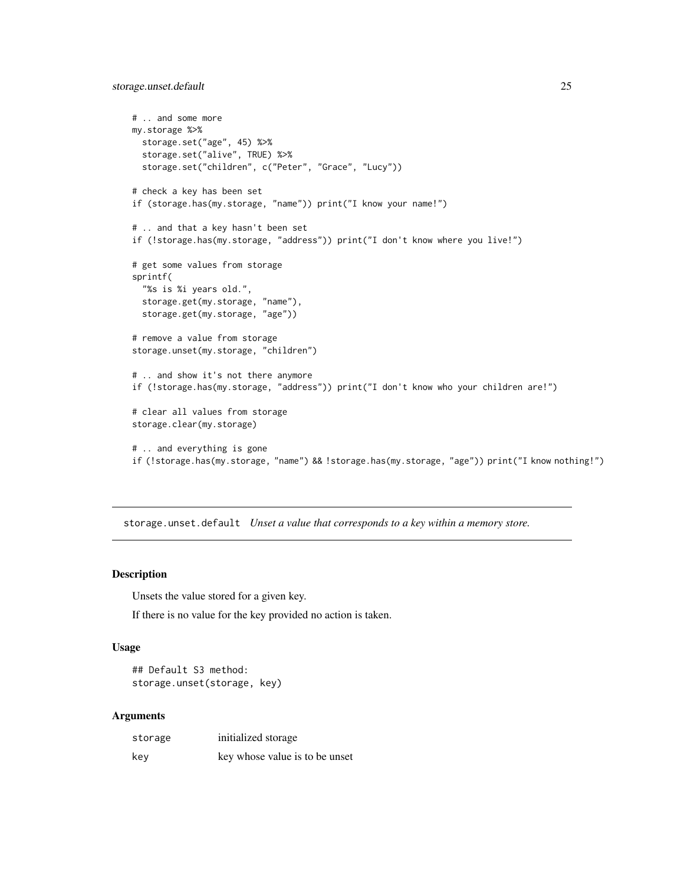```
# .. and some more
my.storage %>%
  storage.set("age", 45) %>%
  storage.set("alive", TRUE) %>%
  storage.set("children", c("Peter", "Grace", "Lucy"))

# check a key has been set
if (storage.has(my.storage, "name")) print("I know your name!")

# .. and that a key hasn't been set
if (!storage.has(my.storage, "address")) print("I don't know where you live!")

# get some values from storage
sprintf(
  "%s is %i years old.",
  storage.get(my.storage, "name"),
  storage.get(my.storage, "age"))

# remove a value from storage
storage.unset(my.storage, "children")

# .. and show it's not there anymore
if (!storage.has(my.storage, "address")) print("I don't know who your children are!")

# clear all values from storage
storage.clear(my.storage)

# .. and everything is gone
if (!storage.has(my.storage, "name") && !storage.has(my.storage, "age")) print("I know nothing!")
```

---

## storage.unset.default *Unset a value that corresponds to a key within a memory store.*

---

### Description

Unsets the value stored for a given key.

If there is no value for the key provided no action is taken.

### Usage

```
## Default S3 method:
storage.unset(storage, key)
```

### Arguments

| | |
|---|---|
| storage | initialized storage |
| key | key whose value is to be unset |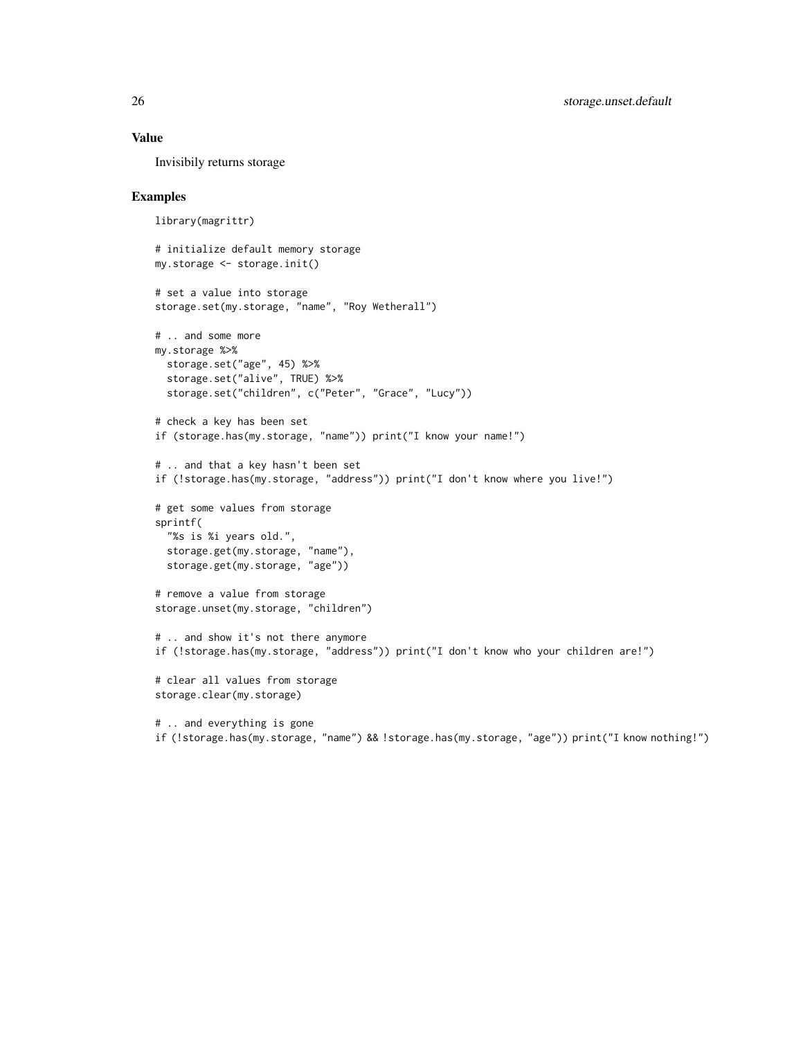## Value

Invisibily returns storage

## Examples

```
library(magrittr)

# initialize default memory storage
my.storage <- storage.init()

# set a value into storage
storage.set(my.storage, "name", "Roy Wetherall")

# .. and some more
my.storage %>%
  storage.set("age", 45) %>%
  storage.set("alive", TRUE) %>%
  storage.set("children", c("Peter", "Grace", "Lucy"))

# check a key has been set
if (storage.has(my.storage, "name")) print("I know your name!")

# .. and that a key hasn't been set
if (!storage.has(my.storage, "address")) print("I don't know where you live!")

# get some values from storage
sprintf(
  "%s is %i years old.",
  storage.get(my.storage, "name"),
  storage.get(my.storage, "age"))

# remove a value from storage
storage.unset(my.storage, "children")

# .. and show it's not there anymore
if (!storage.has(my.storage, "address")) print("I don't know who your children are!")

# clear all values from storage
storage.clear(my.storage)

# .. and everything is gone
if (!storage.has(my.storage, "name") && !storage.has(my.storage, "age")) print("I know nothing!")
```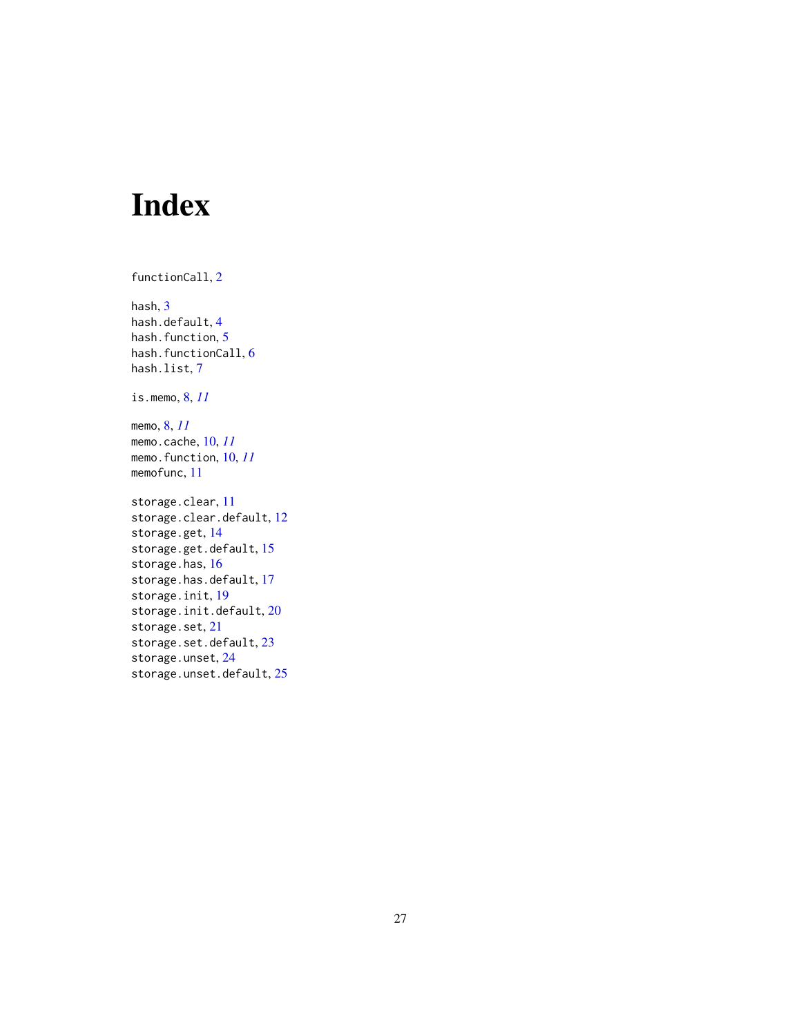# Index

functionCall, 2

hash, 3
hash.default, 4
hash.function, 5
hash.functionCall, 6
hash.list, 7

is.memo, 8, *11*

memo, 8, *11*
memo.cache, 10, *11*
memo.function, 10, *11*
memofunc, 11

storage.clear, 11
storage.clear.default, 12
storage.get, 14
storage.get.default, 15
storage.has, 16
storage.has.default, 17
storage.init, 19
storage.init.default, 20
storage.set, 21
storage.set.default, 23
storage.unset, 24
storage.unset.default, 25